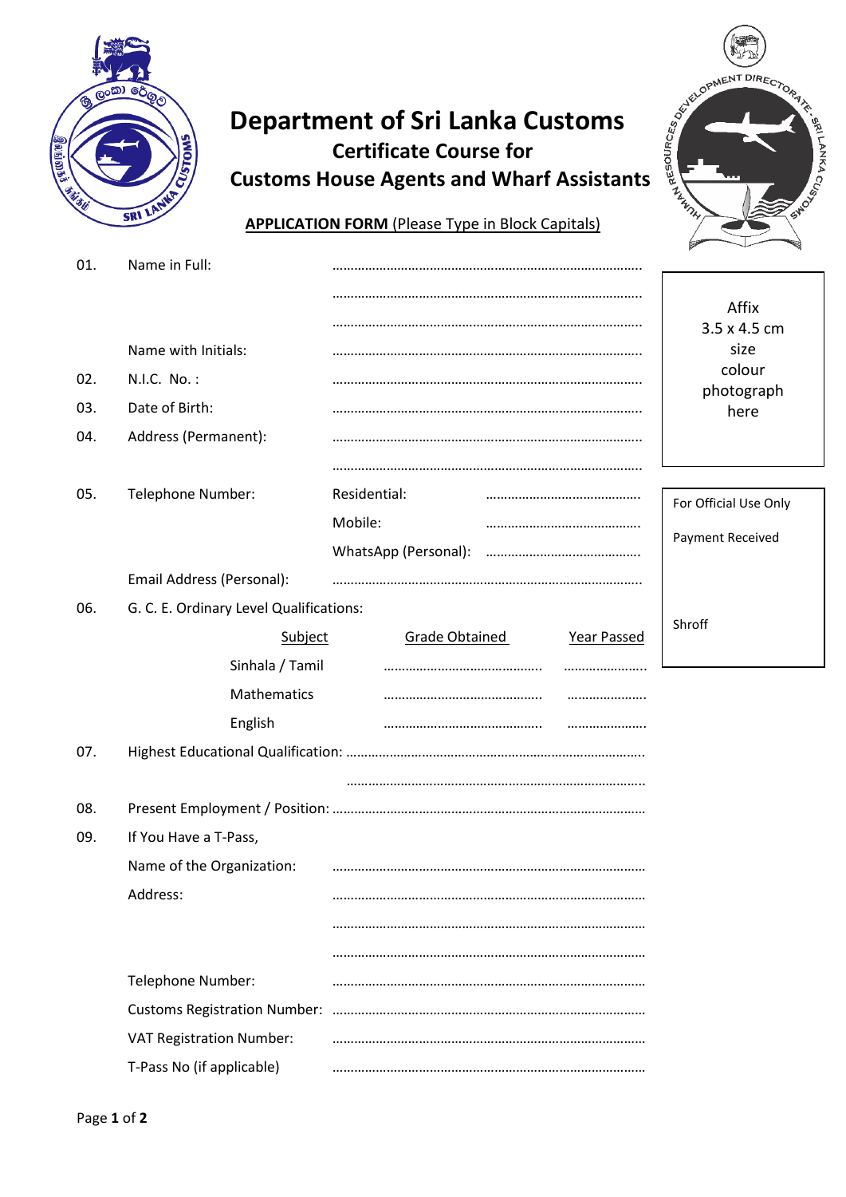# Department of Sri Lanka Customs

## Certificate Course for

## Customs House Agents and Wharf Assistants

**APPLICATION FORM** (Please Type in Block Capitals)

Affix 3.5 x 4.5 cm size colour photograph here

For Official Use Only

Payment Received

Shroff

01. Name in Full: …………………………………………………………………………

…………………………………………………………………………

…………………………………………………………………………

Name with Initials: …………………………………………………………………………

02. N.I.C. No. : …………………………………………………………………………

03. Date of Birth: …………………………………………………………………………

04. Address (Permanent): …………………………………………………………………………

…………………………………………………………………………

05. Telephone Number: Residential: ……………………………………

Mobile: ……………………………………

WhatsApp (Personal): ……………………………………

Email Address (Personal): …………………………………………………………………………

06. G. C. E. Ordinary Level Qualifications:

| Subject | Grade Obtained | Year Passed |
|---|---|---|
| Sinhala / Tamil | …………………………………… | ………………… |
| Mathematics | …………………………………… | ………………… |
| English | …………………………………… | ………………… |

07. Highest Educational Qualification: …………………………………………………………………………

…………………………………………………………………………

08. Present Employment / Position: …………………………………………………………………………

09. If You Have a T-Pass,

Name of the Organization: …………………………………………………………………………

Address: …………………………………………………………………………

…………………………………………………………………………

…………………………………………………………………………

Telephone Number: …………………………………………………………………………

Customs Registration Number: …………………………………………………………………………

VAT Registration Number: …………………………………………………………………………

T-Pass No (if applicable) …………………………………………………………………………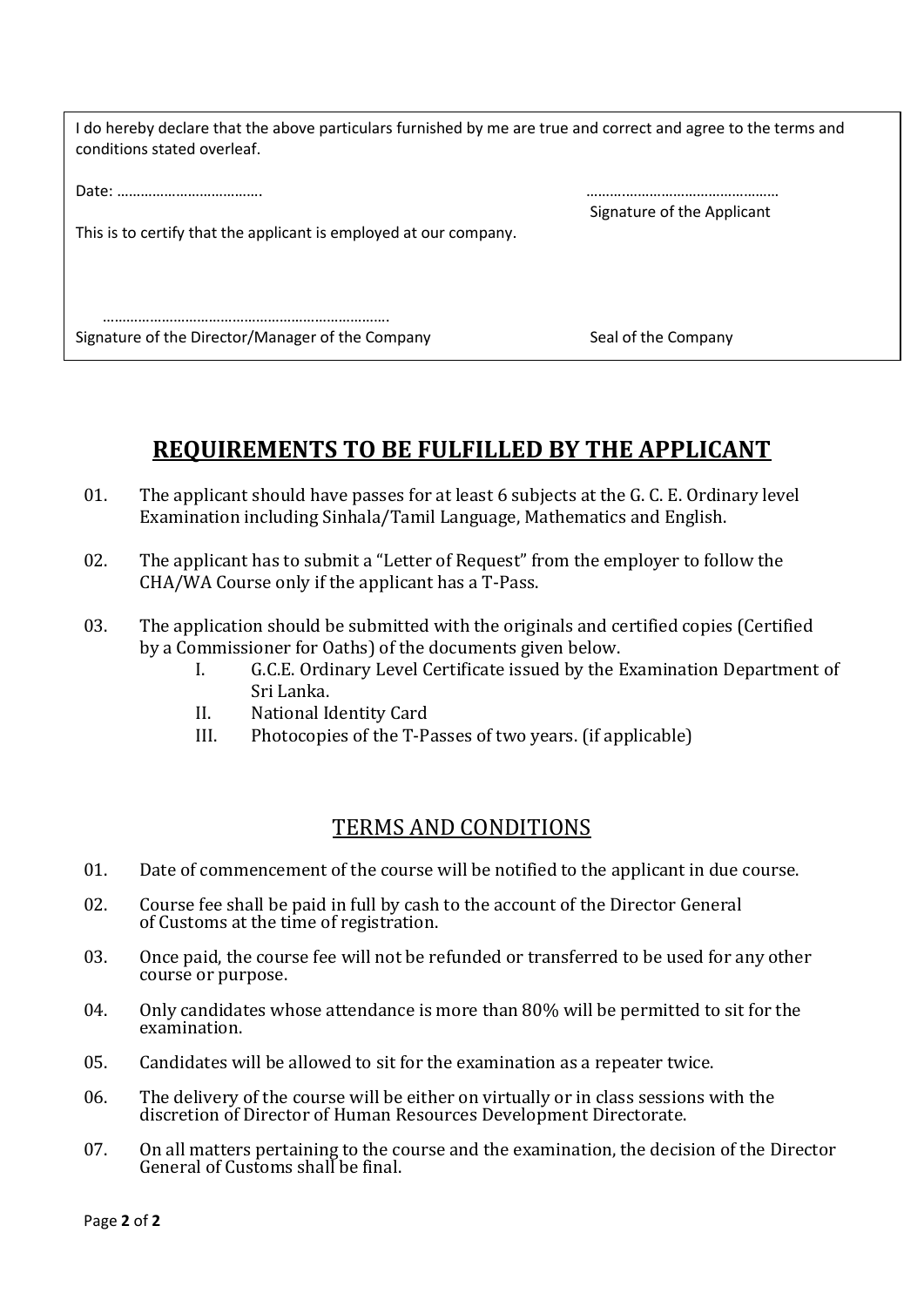I do hereby declare that the above particulars furnished by me are true and correct and agree to the terms and conditions stated overleaf.

Date: ……………………………….

……………………………………….
Signature of the Applicant

This is to certify that the applicant is employed at our company.

……………………………………………………………….
Signature of the Director/Manager of the Company

Seal of the Company

## REQUIREMENTS TO BE FULFILLED BY THE APPLICANT

01. The applicant should have passes for at least 6 subjects at the G. C. E. Ordinary level Examination including Sinhala/Tamil Language, Mathematics and English.

02. The applicant has to submit a "Letter of Request" from the employer to follow the CHA/WA Course only if the applicant has a T-Pass.

03. The application should be submitted with the originals and certified copies (Certified by a Commissioner for Oaths) of the documents given below.
    - I. G.C.E. Ordinary Level Certificate issued by the Examination Department of Sri Lanka.
    - II. National Identity Card
    - III. Photocopies of the T-Passes of two years. (if applicable)

## TERMS AND CONDITIONS

01. Date of commencement of the course will be notified to the applicant in due course.

02. Course fee shall be paid in full by cash to the account of the Director General of Customs at the time of registration.

03. Once paid, the course fee will not be refunded or transferred to be used for any other course or purpose.

04. Only candidates whose attendance is more than 80% will be permitted to sit for the examination.

05. Candidates will be allowed to sit for the examination as a repeater twice.

06. The delivery of the course will be either on virtually or in class sessions with the discretion of Director of Human Resources Development Directorate.

07. On all matters pertaining to the course and the examination, the decision of the Director General of Customs shall be final.